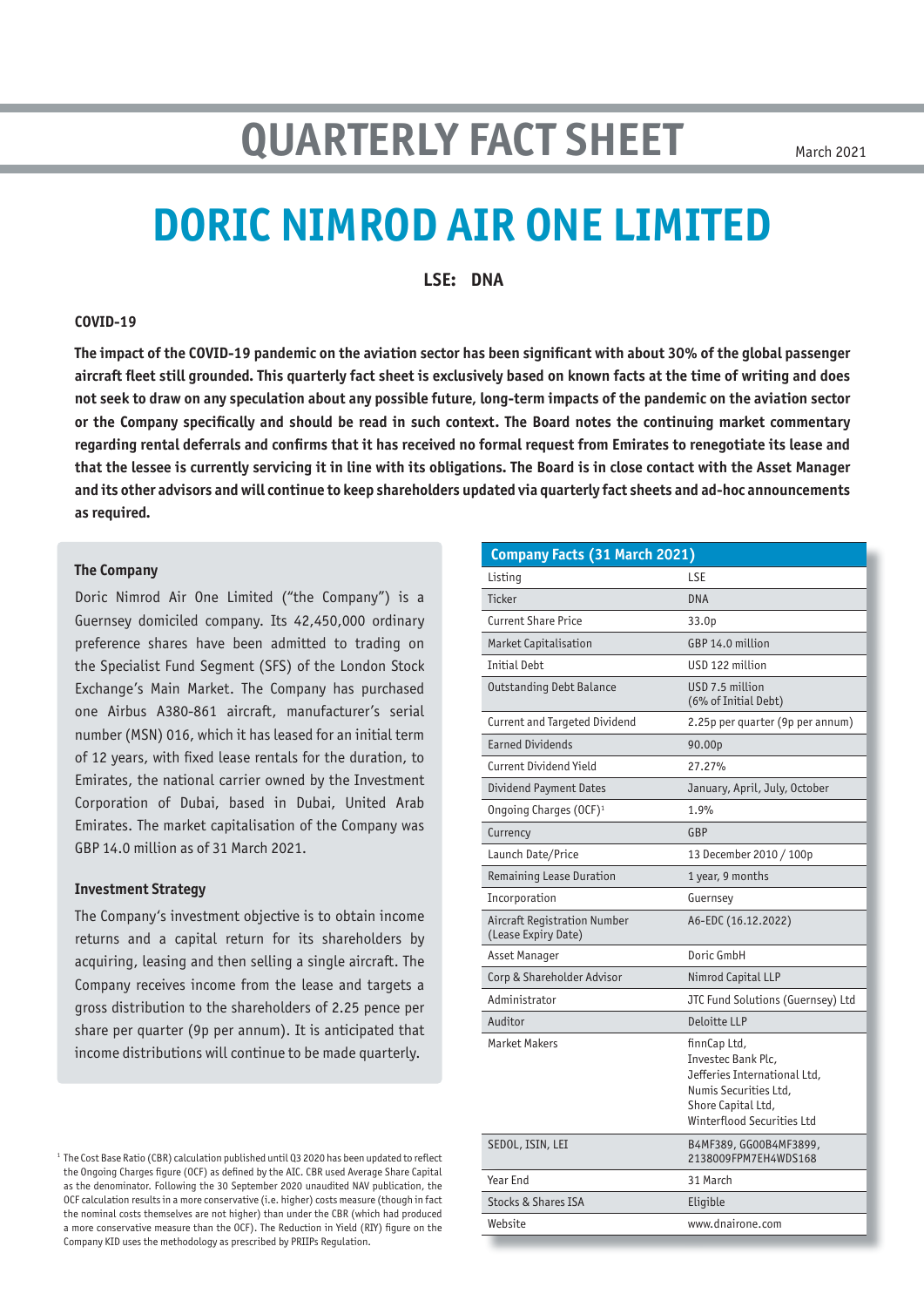# QUARTERLY FACT SHEET

March 2021

# DORIC NIMROD AIR ONE LIMITED

**LSE: DNA**

### COVID-19

**The impact of the COVID-19 pandemic on the aviation sector has been significant with about 30% of the global passenger aircraft fleet still grounded. This quarterly fact sheet is exclusively based on known facts at the time of writing and does not seek to draw on any speculation about any possible future, long-term impacts of the pandemic on the aviation sector or the Company specifically and should be read in such context. The Board notes the continuing market commentary regarding rental deferrals and confirms that it has received no formal request from Emirates to renegotiate its lease and that the lessee is currently servicing it in line with its obligations. The Board is in close contact with the Asset Manager and its other advisors and will continue to keep shareholders updated via quarterly fact sheets and ad-hoc announcements as required.**

### The Company

Doric Nimrod Air One Limited ("the Company") is a Guernsey domiciled company. Its 42,450,000 ordinary preference shares have been admitted to trading on the Specialist Fund Segment (SFS) of the London Stock Exchange's Main Market. The Company has purchased one Airbus A380-861 aircraft, manufacturer's serial number (MSN) 016, which it has leased for an initial term of 12 years, with fixed lease rentals for the duration, to Emirates, the national carrier owned by the Investment Corporation of Dubai, based in Dubai, United Arab Emirates. The market capitalisation of the Company was GBP 14.0 million as of 31 March 2021.

### Investment Strategy

The Company's investment objective is to obtain income returns and a capital return for its shareholders by acquiring, leasing and then selling a single aircraft. The Company receives income from the lease and targets a gross distribution to the shareholders of 2.25 pence per share per quarter (9p per annum). It is anticipated that income distributions will continue to be made quarterly.

| Company Facts (31 March 2021) | |
|---|---|
| Listing | LSE |
| Ticker | DNA |
| Current Share Price | 33.0p |
| Market Capitalisation | GBP 14.0 million |
| Initial Debt | USD 122 million |
| Outstanding Debt Balance | USD 7.5 million (6% of Initial Debt) |
| Current and Targeted Dividend | 2.25p per quarter (9p per annum) |
| Earned Dividends | 90.00p |
| Current Dividend Yield | 27.27% |
| Dividend Payment Dates | January, April, July, October |
| Ongoing Charges (OCF)[1] | 1.9% |
| Currency | GBP |
| Launch Date/Price | 13 December 2010 / 100p |
| Remaining Lease Duration | 1 year, 9 months |
| Incorporation | Guernsey |
| Aircraft Registration Number (Lease Expiry Date) | A6-EDC (16.12.2022) |
| Asset Manager | Doric GmbH |
| Corp & Shareholder Advisor | Nimrod Capital LLP |
| Administrator | JTC Fund Solutions (Guernsey) Ltd |
| Auditor | Deloitte LLP |
| Market Makers | finnCap Ltd, Investec Bank Plc, Jefferies International Ltd, Numis Securities Ltd, Shore Capital Ltd, Winterflood Securities Ltd |
| SEDOL, ISIN, LEI | B4MF389, GG00B4MF3899, 2138009FPM7EH4WDS168 |
| Year End | 31 March |
| Stocks & Shares ISA | Eligible |
| Website | www.dnairone.com |

[1] The Cost Base Ratio (CBR) calculation published until Q3 2020 has been updated to reflect the Ongoing Charges figure (OCF) as defined by the AIC. CBR used Average Share Capital as the denominator. Following the 30 September 2020 unaudited NAV publication, the OCF calculation results in a more conservative (i.e. higher) costs measure (though in fact the nominal costs themselves are not higher) than under the CBR (which had produced a more conservative measure than the OCF). The Reduction in Yield (RIY) figure on the Company KID uses the methodology as prescribed by PRIIPs Regulation.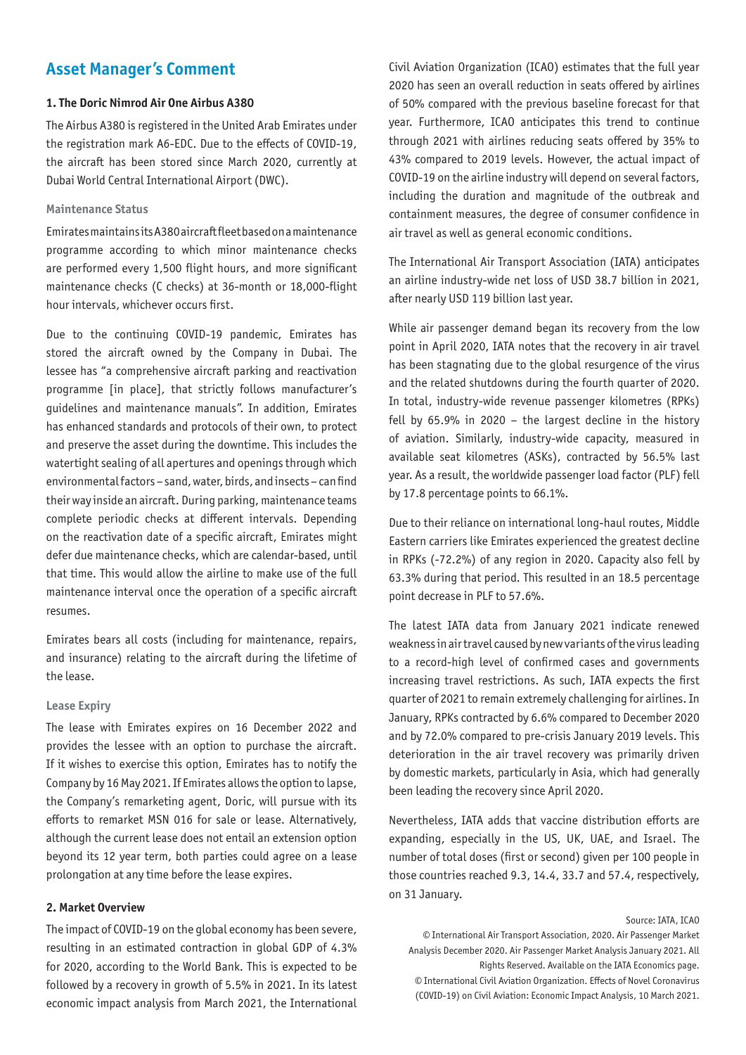## Asset Manager's Comment

### 1. The Doric Nimrod Air One Airbus A380

The Airbus A380 is registered in the United Arab Emirates under the registration mark A6-EDC. Due to the effects of COVID-19, the aircraft has been stored since March 2020, currently at Dubai World Central International Airport (DWC).

#### Maintenance Status

Emirates maintains its A380 aircraft fleet based on a maintenance programme according to which minor maintenance checks are performed every 1,500 flight hours, and more significant maintenance checks (C checks) at 36-month or 18,000-flight hour intervals, whichever occurs first.

Due to the continuing COVID-19 pandemic, Emirates has stored the aircraft owned by the Company in Dubai. The lessee has "a comprehensive aircraft parking and reactivation programme [in place], that strictly follows manufacturer's guidelines and maintenance manuals". In addition, Emirates has enhanced standards and protocols of their own, to protect and preserve the asset during the downtime. This includes the watertight sealing of all apertures and openings through which environmental factors – sand, water, birds, and insects – can find their way inside an aircraft. During parking, maintenance teams complete periodic checks at different intervals. Depending on the reactivation date of a specific aircraft, Emirates might defer due maintenance checks, which are calendar-based, until that time. This would allow the airline to make use of the full maintenance interval once the operation of a specific aircraft resumes.

Emirates bears all costs (including for maintenance, repairs, and insurance) relating to the aircraft during the lifetime of the lease.

#### Lease Expiry

The lease with Emirates expires on 16 December 2022 and provides the lessee with an option to purchase the aircraft. If it wishes to exercise this option, Emirates has to notify the Company by 16 May 2021. If Emirates allows the option to lapse, the Company's remarketing agent, Doric, will pursue with its efforts to remarket MSN 016 for sale or lease. Alternatively, although the current lease does not entail an extension option beyond its 12 year term, both parties could agree on a lease prolongation at any time before the lease expires.

### 2. Market Overview

The impact of COVID-19 on the global economy has been severe, resulting in an estimated contraction in global GDP of 4.3% for 2020, according to the World Bank. This is expected to be followed by a recovery in growth of 5.5% in 2021. In its latest economic impact analysis from March 2021, the International Civil Aviation Organization (ICAO) estimates that the full year 2020 has seen an overall reduction in seats offered by airlines of 50% compared with the previous baseline forecast for that year. Furthermore, ICAO anticipates this trend to continue through 2021 with airlines reducing seats offered by 35% to 43% compared to 2019 levels. However, the actual impact of COVID-19 on the airline industry will depend on several factors, including the duration and magnitude of the outbreak and containment measures, the degree of consumer confidence in air travel as well as general economic conditions.

The International Air Transport Association (IATA) anticipates an airline industry-wide net loss of USD 38.7 billion in 2021, after nearly USD 119 billion last year.

While air passenger demand began its recovery from the low point in April 2020, IATA notes that the recovery in air travel has been stagnating due to the global resurgence of the virus and the related shutdowns during the fourth quarter of 2020. In total, industry-wide revenue passenger kilometres (RPKs) fell by 65.9% in 2020 – the largest decline in the history of aviation. Similarly, industry-wide capacity, measured in available seat kilometres (ASKs), contracted by 56.5% last year. As a result, the worldwide passenger load factor (PLF) fell by 17.8 percentage points to 66.1%.

Due to their reliance on international long-haul routes, Middle Eastern carriers like Emirates experienced the greatest decline in RPKs (-72.2%) of any region in 2020. Capacity also fell by 63.3% during that period. This resulted in an 18.5 percentage point decrease in PLF to 57.6%.

The latest IATA data from January 2021 indicate renewed weakness in air travel caused by new variants of the virus leading to a record-high level of confirmed cases and governments increasing travel restrictions. As such, IATA expects the first quarter of 2021 to remain extremely challenging for airlines. In January, RPKs contracted by 6.6% compared to December 2020 and by 72.0% compared to pre-crisis January 2019 levels. This deterioration in the air travel recovery was primarily driven by domestic markets, particularly in Asia, which had generally been leading the recovery since April 2020.

Nevertheless, IATA adds that vaccine distribution efforts are expanding, especially in the US, UK, UAE, and Israel. The number of total doses (first or second) given per 100 people in those countries reached 9.3, 14.4, 33.7 and 57.4, respectively, on 31 January.

Source: IATA, ICAO
© International Air Transport Association, 2020. Air Passenger Market Analysis December 2020. Air Passenger Market Analysis January 2021. All Rights Reserved. Available on the IATA Economics page.
© International Civil Aviation Organization. Effects of Novel Coronavirus (COVID-19) on Civil Aviation: Economic Impact Analysis, 10 March 2021.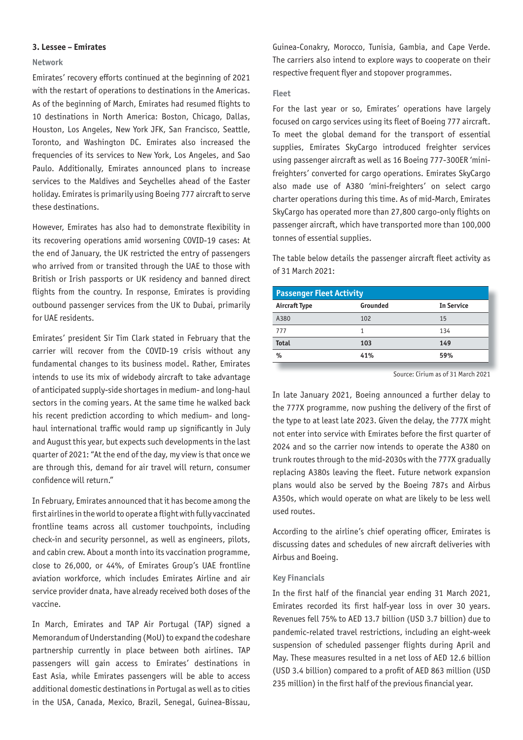### 3. Lessee – Emirates

#### Network

Emirates' recovery efforts continued at the beginning of 2021 with the restart of operations to destinations in the Americas. As of the beginning of March, Emirates had resumed flights to 10 destinations in North America: Boston, Chicago, Dallas, Houston, Los Angeles, New York JFK, San Francisco, Seattle, Toronto, and Washington DC. Emirates also increased the frequencies of its services to New York, Los Angeles, and Sao Paulo. Additionally, Emirates announced plans to increase services to the Maldives and Seychelles ahead of the Easter holiday. Emirates is primarily using Boeing 777 aircraft to serve these destinations.

However, Emirates has also had to demonstrate flexibility in its recovering operations amid worsening COVID-19 cases: At the end of January, the UK restricted the entry of passengers who arrived from or transited through the UAE to those with British or Irish passports or UK residency and banned direct flights from the country. In response, Emirates is providing outbound passenger services from the UK to Dubai, primarily for UAE residents.

Emirates' president Sir Tim Clark stated in February that the carrier will recover from the COVID-19 crisis without any fundamental changes to its business model. Rather, Emirates intends to use its mix of widebody aircraft to take advantage of anticipated supply-side shortages in medium- and long-haul sectors in the coming years. At the same time he walked back his recent prediction according to which medium- and long-haul international traffic would ramp up significantly in July and August this year, but expects such developments in the last quarter of 2021: "At the end of the day, my view is that once we are through this, demand for air travel will return, consumer confidence will return."

In February, Emirates announced that it has become among the first airlines in the world to operate a flight with fully vaccinated frontline teams across all customer touchpoints, including check-in and security personnel, as well as engineers, pilots, and cabin crew. About a month into its vaccination programme, close to 26,000, or 44%, of Emirates Group's UAE frontline aviation workforce, which includes Emirates Airline and air service provider dnata, have already received both doses of the vaccine.

In March, Emirates and TAP Air Portugal (TAP) signed a Memorandum of Understanding (MoU) to expand the codeshare partnership currently in place between both airlines. TAP passengers will gain access to Emirates' destinations in East Asia, while Emirates passengers will be able to access additional domestic destinations in Portugal as well as to cities in the USA, Canada, Mexico, Brazil, Senegal, Guinea-Bissau, Guinea-Conakry, Morocco, Tunisia, Gambia, and Cape Verde. The carriers also intend to explore ways to cooperate on their respective frequent flyer and stopover programmes.

#### Fleet

For the last year or so, Emirates' operations have largely focused on cargo services using its fleet of Boeing 777 aircraft. To meet the global demand for the transport of essential supplies, Emirates SkyCargo introduced freighter services using passenger aircraft as well as 16 Boeing 777-300ER 'mini-freighters' converted for cargo operations. Emirates SkyCargo also made use of A380 'mini-freighters' on select cargo charter operations during this time. As of mid-March, Emirates SkyCargo has operated more than 27,800 cargo-only flights on passenger aircraft, which have transported more than 100,000 tonnes of essential supplies.

The table below details the passenger aircraft fleet activity as of 31 March 2021:

| Passenger Fleet Activity | | |
|---|---|---|
| **Aircraft Type** | **Grounded** | **In Service** |
| A380 | 102 | 15 |
| 777 | 1 | 134 |
| **Total** | **103** | **149** |
| **%** | **41%** | **59%** |

Source: Cirium as of 31 March 2021

In late January 2021, Boeing announced a further delay to the 777X programme, now pushing the delivery of the first of the type to at least late 2023. Given the delay, the 777X might not enter into service with Emirates before the first quarter of 2024 and so the carrier now intends to operate the A380 on trunk routes through to the mid-2030s with the 777X gradually replacing A380s leaving the fleet. Future network expansion plans would also be served by the Boeing 787s and Airbus A350s, which would operate on what are likely to be less well used routes.

According to the airline's chief operating officer, Emirates is discussing dates and schedules of new aircraft deliveries with Airbus and Boeing.

#### Key Financials

In the first half of the financial year ending 31 March 2021, Emirates recorded its first half-year loss in over 30 years. Revenues fell 75% to AED 13.7 billion (USD 3.7 billion) due to pandemic-related travel restrictions, including an eight-week suspension of scheduled passenger flights during April and May. These measures resulted in a net loss of AED 12.6 billion (USD 3.4 billion) compared to a profit of AED 863 million (USD 235 million) in the first half of the previous financial year.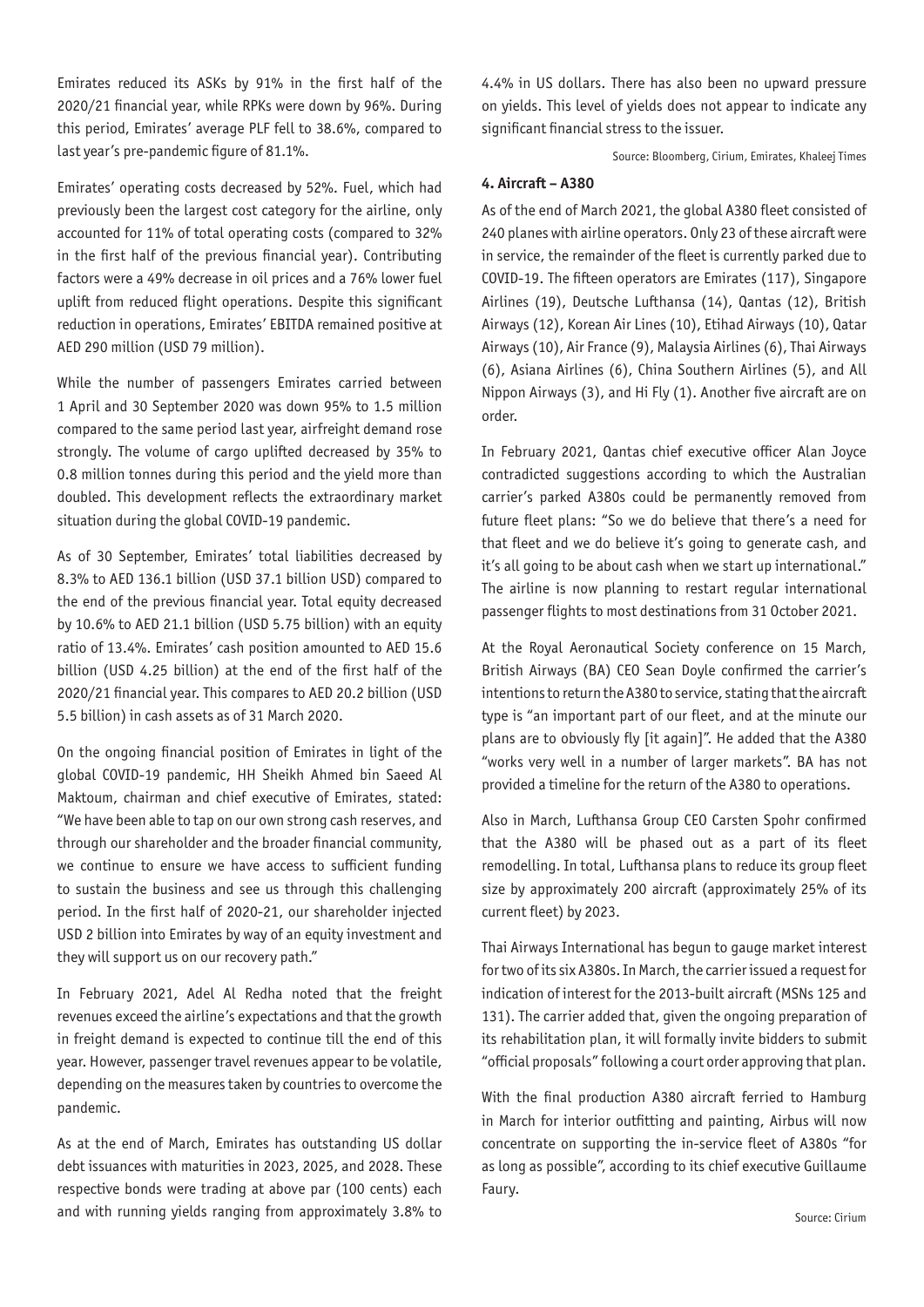Emirates reduced its ASKs by 91% in the first half of the 2020/21 financial year, while RPKs were down by 96%. During this period, Emirates' average PLF fell to 38.6%, compared to last year's pre-pandemic figure of 81.1%.

Emirates' operating costs decreased by 52%. Fuel, which had previously been the largest cost category for the airline, only accounted for 11% of total operating costs (compared to 32% in the first half of the previous financial year). Contributing factors were a 49% decrease in oil prices and a 76% lower fuel uplift from reduced flight operations. Despite this significant reduction in operations, Emirates' EBITDA remained positive at AED 290 million (USD 79 million).

While the number of passengers Emirates carried between 1 April and 30 September 2020 was down 95% to 1.5 million compared to the same period last year, airfreight demand rose strongly. The volume of cargo uplifted decreased by 35% to 0.8 million tonnes during this period and the yield more than doubled. This development reflects the extraordinary market situation during the global COVID-19 pandemic.

As of 30 September, Emirates' total liabilities decreased by 8.3% to AED 136.1 billion (USD 37.1 billion USD) compared to the end of the previous financial year. Total equity decreased by 10.6% to AED 21.1 billion (USD 5.75 billion) with an equity ratio of 13.4%. Emirates' cash position amounted to AED 15.6 billion (USD 4.25 billion) at the end of the first half of the 2020/21 financial year. This compares to AED 20.2 billion (USD 5.5 billion) in cash assets as of 31 March 2020.

On the ongoing financial position of Emirates in light of the global COVID-19 pandemic, HH Sheikh Ahmed bin Saeed Al Maktoum, chairman and chief executive of Emirates, stated: "We have been able to tap on our own strong cash reserves, and through our shareholder and the broader financial community, we continue to ensure we have access to sufficient funding to sustain the business and see us through this challenging period. In the first half of 2020-21, our shareholder injected USD 2 billion into Emirates by way of an equity investment and they will support us on our recovery path."

In February 2021, Adel Al Redha noted that the freight revenues exceed the airline's expectations and that the growth in freight demand is expected to continue till the end of this year. However, passenger travel revenues appear to be volatile, depending on the measures taken by countries to overcome the pandemic.

As at the end of March, Emirates has outstanding US dollar debt issuances with maturities in 2023, 2025, and 2028. These respective bonds were trading at above par (100 cents) each and with running yields ranging from approximately 3.8% to 4.4% in US dollars. There has also been no upward pressure on yields. This level of yields does not appear to indicate any significant financial stress to the issuer.

Source: Bloomberg, Cirium, Emirates, Khaleej Times

#### 4. Aircraft – A380

As of the end of March 2021, the global A380 fleet consisted of 240 planes with airline operators. Only 23 of these aircraft were in service, the remainder of the fleet is currently parked due to COVID-19. The fifteen operators are Emirates (117), Singapore Airlines (19), Deutsche Lufthansa (14), Qantas (12), British Airways (12), Korean Air Lines (10), Etihad Airways (10), Qatar Airways (10), Air France (9), Malaysia Airlines (6), Thai Airways (6), Asiana Airlines (6), China Southern Airlines (5), and All Nippon Airways (3), and Hi Fly (1). Another five aircraft are on order.

In February 2021, Qantas chief executive officer Alan Joyce contradicted suggestions according to which the Australian carrier's parked A380s could be permanently removed from future fleet plans: "So we do believe that there's a need for that fleet and we do believe it's going to generate cash, and it's all going to be about cash when we start up international." The airline is now planning to restart regular international passenger flights to most destinations from 31 October 2021.

At the Royal Aeronautical Society conference on 15 March, British Airways (BA) CEO Sean Doyle confirmed the carrier's intentions to return the A380 to service, stating that the aircraft type is "an important part of our fleet, and at the minute our plans are to obviously fly [it again]". He added that the A380 "works very well in a number of larger markets". BA has not provided a timeline for the return of the A380 to operations.

Also in March, Lufthansa Group CEO Carsten Spohr confirmed that the A380 will be phased out as a part of its fleet remodelling. In total, Lufthansa plans to reduce its group fleet size by approximately 200 aircraft (approximately 25% of its current fleet) by 2023.

Thai Airways International has begun to gauge market interest for two of its six A380s. In March, the carrier issued a request for indication of interest for the 2013-built aircraft (MSNs 125 and 131). The carrier added that, given the ongoing preparation of its rehabilitation plan, it will formally invite bidders to submit "official proposals" following a court order approving that plan.

With the final production A380 aircraft ferried to Hamburg in March for interior outfitting and painting, Airbus will now concentrate on supporting the in-service fleet of A380s "for as long as possible", according to its chief executive Guillaume Faury.

Source: Cirium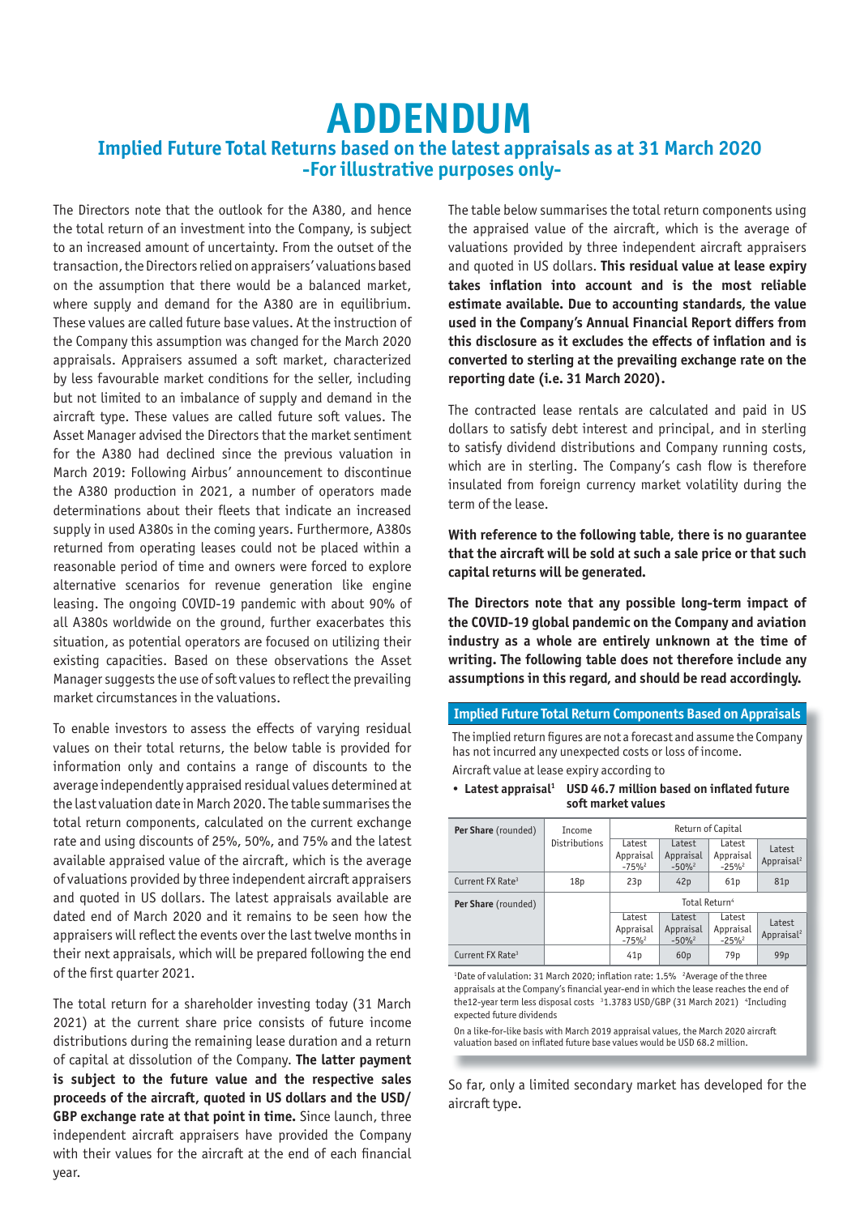# ADDENDUM

## Implied Future Total Returns based on the latest appraisals as at 31 March 2020
## -For illustrative purposes only-

The Directors note that the outlook for the A380, and hence the total return of an investment into the Company, is subject to an increased amount of uncertainty. From the outset of the transaction, the Directors relied on appraisers' valuations based on the assumption that there would be a balanced market, where supply and demand for the A380 are in equilibrium. These values are called future base values. At the instruction of the Company this assumption was changed for the March 2020 appraisals. Appraisers assumed a soft market, characterized by less favourable market conditions for the seller, including but not limited to an imbalance of supply and demand in the aircraft type. These values are called future soft values. The Asset Manager advised the Directors that the market sentiment for the A380 had declined since the previous valuation in March 2019: Following Airbus' announcement to discontinue the A380 production in 2021, a number of operators made determinations about their fleets that indicate an increased supply in used A380s in the coming years. Furthermore, A380s returned from operating leases could not be placed within a reasonable period of time and owners were forced to explore alternative scenarios for revenue generation like engine leasing. The ongoing COVID-19 pandemic with about 90% of all A380s worldwide on the ground, further exacerbates this situation, as potential operators are focused on utilizing their existing capacities. Based on these observations the Asset Manager suggests the use of soft values to reflect the prevailing market circumstances in the valuations.

To enable investors to assess the effects of varying residual values on their total returns, the below table is provided for information only and contains a range of discounts to the average independently appraised residual values determined at the last valuation date in March 2020. The table summarises the total return components, calculated on the current exchange rate and using discounts of 25%, 50%, and 75% and the latest available appraised value of the aircraft, which is the average of valuations provided by three independent aircraft appraisers and quoted in US dollars. The latest appraisals available are dated end of March 2020 and it remains to be seen how the appraisers will reflect the events over the last twelve months in their next appraisals, which will be prepared following the end of the first quarter 2021.

The total return for a shareholder investing today (31 March 2021) at the current share price consists of future income distributions during the remaining lease duration and a return of capital at dissolution of the Company. **The latter payment is subject to the future value and the respective sales proceeds of the aircraft, quoted in US dollars and the USD/GBP exchange rate at that point in time.** Since launch, three independent aircraft appraisers have provided the Company with their values for the aircraft at the end of each financial year.

The table below summarises the total return components using the appraised value of the aircraft, which is the average of valuations provided by three independent aircraft appraisers and quoted in US dollars. **This residual value at lease expiry takes inflation into account and is the most reliable estimate available. Due to accounting standards, the value used in the Company's Annual Financial Report differs from this disclosure as it excludes the effects of inflation and is converted to sterling at the prevailing exchange rate on the reporting date (i.e. 31 March 2020).**

The contracted lease rentals are calculated and paid in US dollars to satisfy debt interest and principal, and in sterling to satisfy dividend distributions and Company running costs, which are in sterling. The Company's cash flow is therefore insulated from foreign currency market volatility during the term of the lease.

**With reference to the following table, there is no guarantee that the aircraft will be sold at such a sale price or that such capital returns will be generated.**

**The Directors note that any possible long-term impact of the COVID-19 global pandemic on the Company and aviation industry as a whole are entirely unknown at the time of writing. The following table does not therefore include any assumptions in this regard, and should be read accordingly.**

**Implied Future Total Return Components Based on Appraisals**

The implied return figures are not a forecast and assume the Company has not incurred any unexpected costs or loss of income.

Aircraft value at lease expiry according to

- **Latest appraisal[1]** **USD 46.7 million based on inflated future soft market values**

| **Per Share** (rounded) | Income Distributions | Return of Capital | | | |
|---|---|---|---|---|---|
| | | Latest Appraisal -75%[2] | Latest Appraisal -50%[2] | Latest Appraisal -25%[2] | Latest Appraisal[2] |
| Current FX Rate[3] | 18p | 23p | 42p | 61p | 81p |
| **Per Share** (rounded) | | Total Return[4] | | | |
| | | Latest Appraisal -75%[2] | Latest Appraisal -50%[2] | Latest Appraisal -25%[2] | Latest Appraisal[2] |
| Current FX Rate[3] | | 41p | 60p | 79p | 99p |

[1]Date of valulation: 31 March 2020; inflation rate: 1.5% [2]Average of the three appraisals at the Company's financial year-end in which the lease reaches the end of the12-year term less disposal costs [3]1.3783 USD/GBP (31 March 2021) [4]Including expected future dividends

On a like-for-like basis with March 2019 appraisal values, the March 2020 aircraft valuation based on inflated future base values would be USD 68.2 million.

So far, only a limited secondary market has developed for the aircraft type.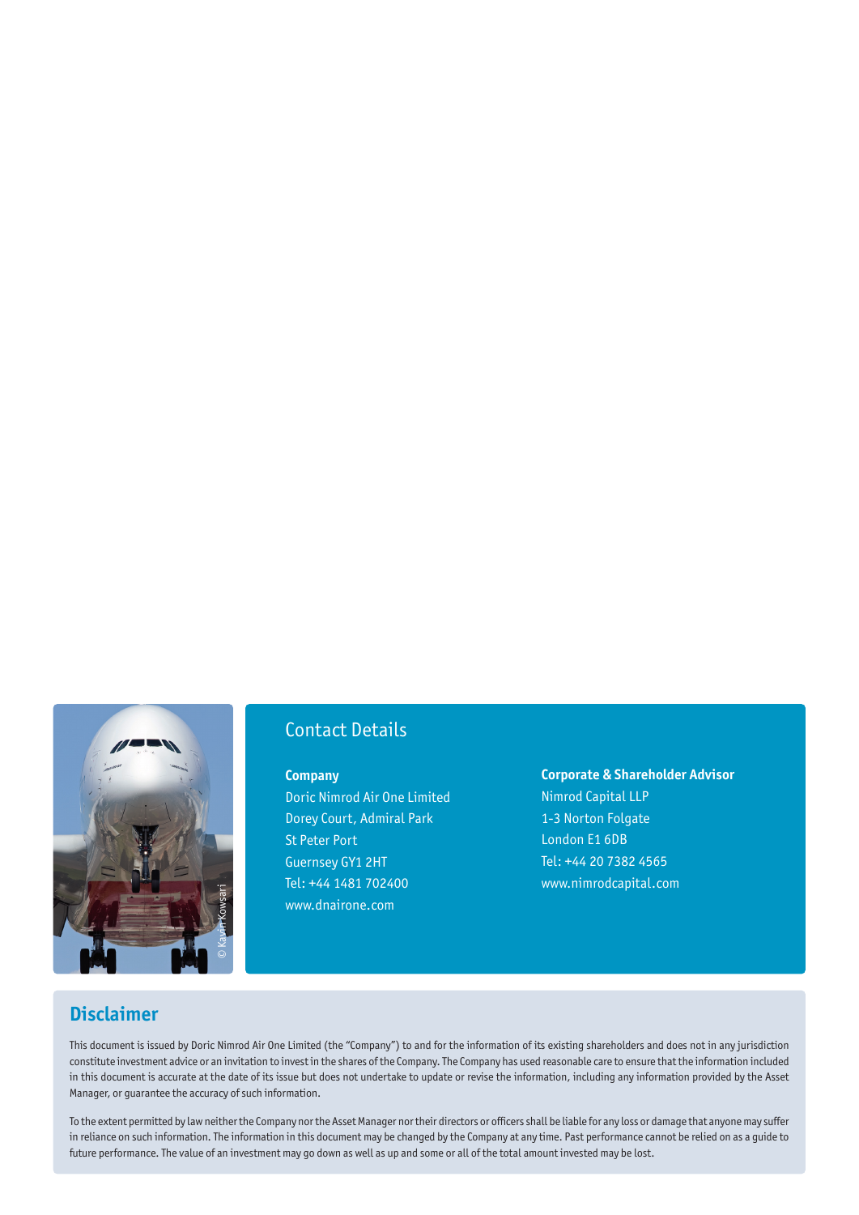© Kavin Kowsari

## Contact Details

**Company**
Doric Nimrod Air One Limited
Dorey Court, Admiral Park
St Peter Port
Guernsey GY1 2HT
Tel: +44 1481 702400
www.dnairone.com

**Corporate & Shareholder Advisor**
Nimrod Capital LLP
1-3 Norton Folgate
London E1 6DB
Tel: +44 20 7382 4565
www.nimrodcapital.com

## Disclaimer

This document is issued by Doric Nimrod Air One Limited (the "Company") to and for the information of its existing shareholders and does not in any jurisdiction constitute investment advice or an invitation to invest in the shares of the Company. The Company has used reasonable care to ensure that the information included in this document is accurate at the date of its issue but does not undertake to update or revise the information, including any information provided by the Asset Manager, or guarantee the accuracy of such information.

To the extent permitted by law neither the Company nor the Asset Manager nor their directors or officers shall be liable for any loss or damage that anyone may suffer in reliance on such information. The information in this document may be changed by the Company at any time. Past performance cannot be relied on as a guide to future performance. The value of an investment may go down as well as up and some or all of the total amount invested may be lost.